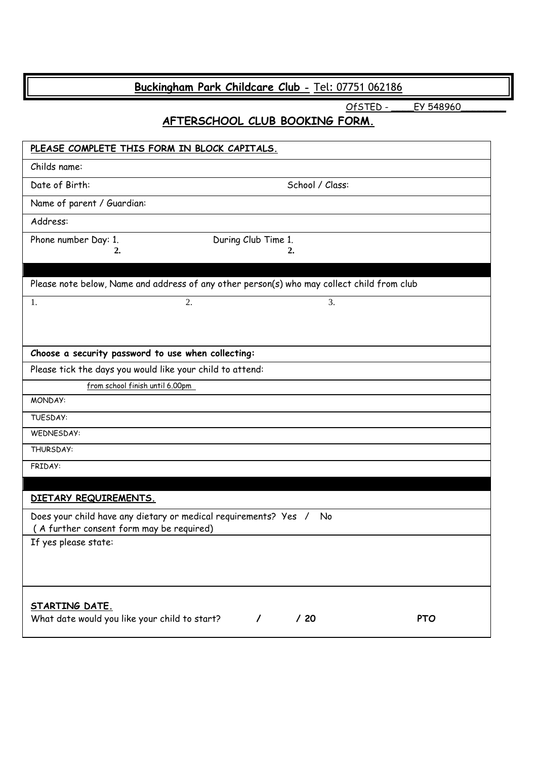# **Buckingham Park Childcare Club** - Tel: 07751 062186

OfSTED - ____EY 548960_______

## AFTERSCHOOL CLUB BOOKING FORM.

| **PLEASE COMPLETE THIS FORM IN BLOCK CAPITALS.** | | |
|---|---|---|
| Childs name: | | |
| Date of Birth: | School / Class: | |
| Name of parent / Guardian: | | |
| Address: | | |
| Phone number Day: 1.<br>2. | During Club Time 1.<br>2. | |
| | | |
| Please note below, Name and address of any other person(s) who may collect child from club | | |
| 1. | 2. | 3. |
| **Choose a security password to use when collecting:** | | |
| Please tick the days you would like your child to attend: | | |
| from school finish until 6.00pm | | |
| MONDAY: | | |
| TUESDAY: | | |
| WEDNESDAY: | | |
| THURSDAY: | | |
| FRIDAY: | | |
| | | |
| **DIETARY REQUIREMENTS.** | | |
| Does your child have any dietary or medical requirements? Yes / No<br>( A further consent form may be required) | | |
| If yes please state: | | |
| **STARTING DATE.**<br>What date would you like your child to start? / / 20 | | **PTO** |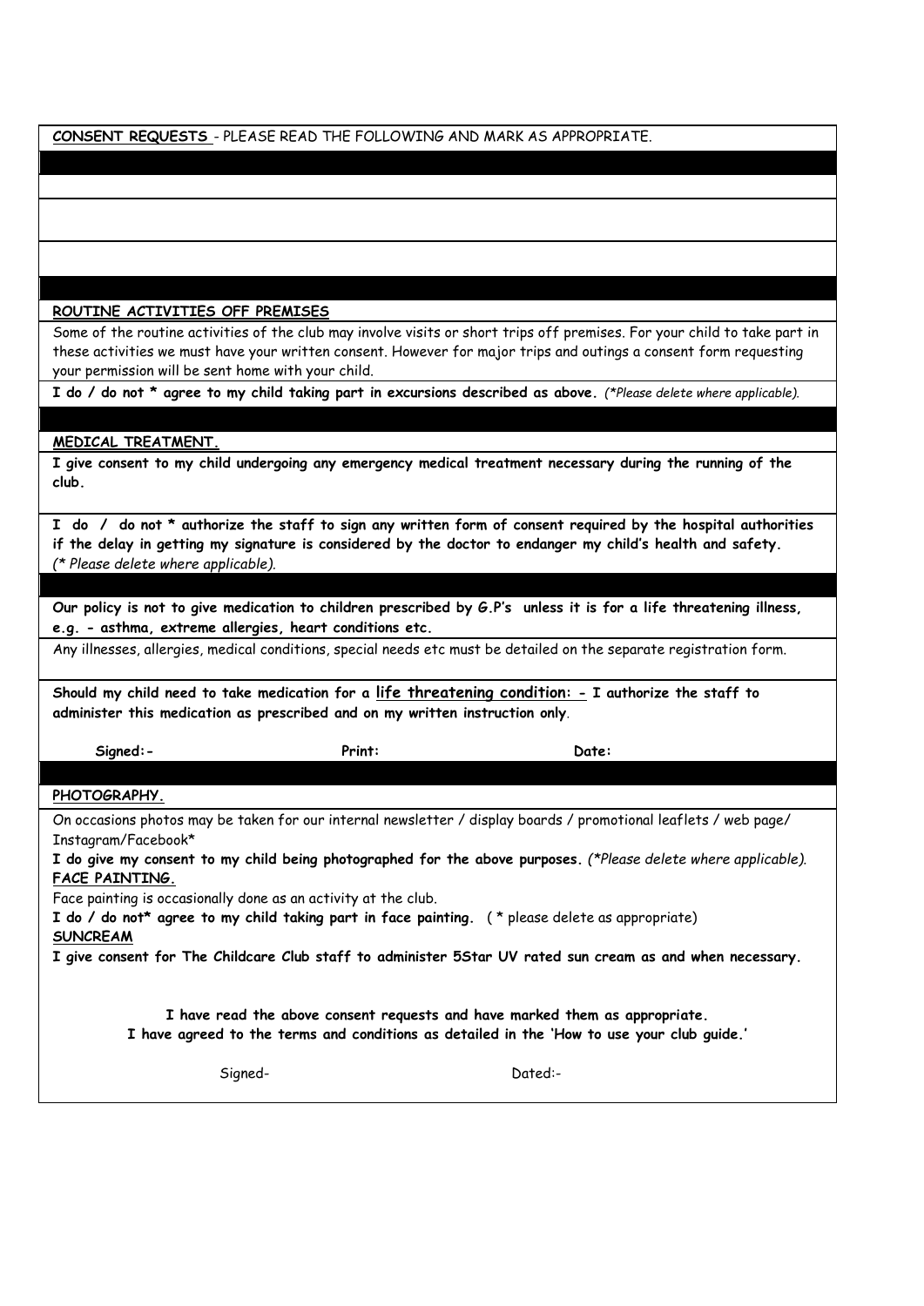**CONSENT REQUESTS** - PLEASE READ THE FOLLOWING AND MARK AS APPROPRIATE.

**ROUTINE ACTIVITIES OFF PREMISES**

Some of the routine activities of the club may involve visits or short trips off premises. For your child to take part in these activities we must have your written consent. However for major trips and outings a consent form requesting your permission will be sent home with your child.

**I do / do not * agree to my child taking part in excursions described as above.** *(*Please delete where applicable).*

**MEDICAL TREATMENT.**

**I give consent to my child undergoing any emergency medical treatment necessary during the running of the club.**

**I do / do not * authorize the staff to sign any written form of consent required by the hospital authorities if the delay in getting my signature is considered by the doctor to endanger my child's health and safety.**
*(* Please delete where applicable).*

**Our policy is not to give medication to children prescribed by G.P's unless it is for a life threatening illness, e.g. - asthma, extreme allergies, heart conditions etc.**

Any illnesses, allergies, medical conditions, special needs etc must be detailed on the separate registration form.

**Should my child need to take medication for a life threatening condition: - I authorize the staff to administer this medication as prescribed and on my written instruction only**.

**Signed:-** **Print:** **Date:**

**PHOTOGRAPHY.**

On occasions photos may be taken for our internal newsletter / display boards / promotional leaflets / web page/ Instagram/Facebook*

**I do give my consent to my child being photographed for the above purposes.** *(*Please delete where applicable).*

**FACE PAINTING.**

Face painting is occasionally done as an activity at the club.

**I do / do not* agree to my child taking part in face painting.** ( * please delete as appropriate)

**SUNCREAM**

**I give consent for The Childcare Club staff to administer 5Star UV rated sun cream as and when necessary.**

**I have read the above consent requests and have marked them as appropriate.**
**I have agreed to the terms and conditions as detailed in the 'How to use your club guide.'**

Signed- Dated:-